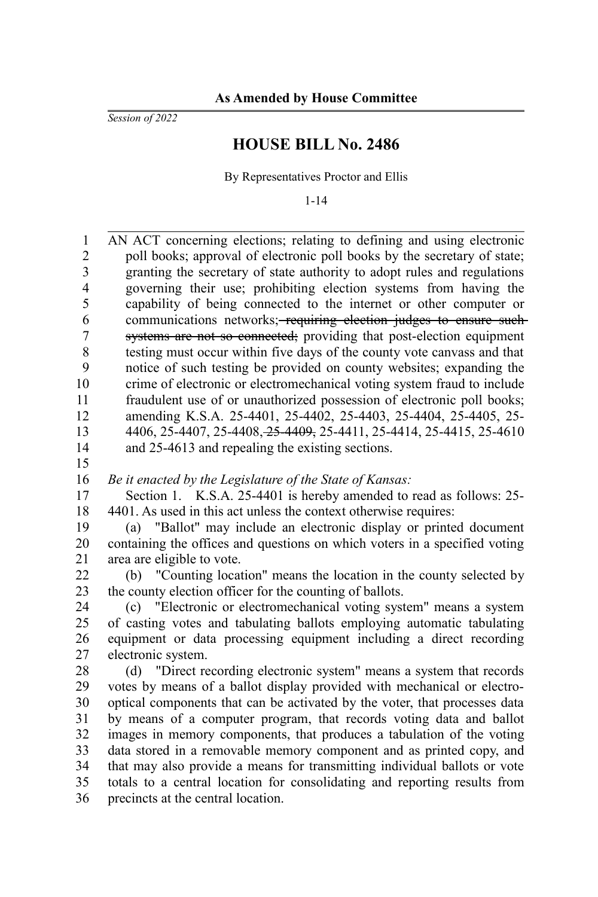**As Amended by House Committee**

*Session of 2022*

# HOUSE BILL No. 2486

By Representatives Proctor and Ellis

1-14

AN ACT concerning elections; relating to defining and using electronic poll books; approval of electronic poll books by the secretary of state; granting the secretary of state authority to adopt rules and regulations governing their use; prohibiting election systems from having the capability of being connected to the internet or other computer or communications networks;~~ requiring election judges to ensure such systems are not so connected;~~ providing that post-election equipment testing must occur within five days of the county vote canvass and that notice of such testing be provided on county websites; expanding the crime of electronic or electromechanical voting system fraud to include fraudulent use of or unauthorized possession of electronic poll books; amending K.S.A. 25-4401, 25-4402, 25-4403, 25-4404, 25-4405, 25-4406, 25-4407, 25-4408,~~ 25-4409,~~ 25-4411, 25-4414, 25-4415, 25-4610 and 25-4613 and repealing the existing sections.

*Be it enacted by the Legislature of the State of Kansas:*

Section 1. K.S.A. 25-4401 is hereby amended to read as follows: 25-4401. As used in this act unless the context otherwise requires:

(a) "Ballot" may include an electronic display or printed document containing the offices and questions on which voters in a specified voting area are eligible to vote.

(b) "Counting location" means the location in the county selected by the county election officer for the counting of ballots.

(c) "Electronic or electromechanical voting system" means a system of casting votes and tabulating ballots employing automatic tabulating equipment or data processing equipment including a direct recording electronic system.

(d) "Direct recording electronic system" means a system that records votes by means of a ballot display provided with mechanical or electro-optical components that can be activated by the voter, that processes data by means of a computer program, that records voting data and ballot images in memory components, that produces a tabulation of the voting data stored in a removable memory component and as printed copy, and that may also provide a means for transmitting individual ballots or vote totals to a central location for consolidating and reporting results from precincts at the central location.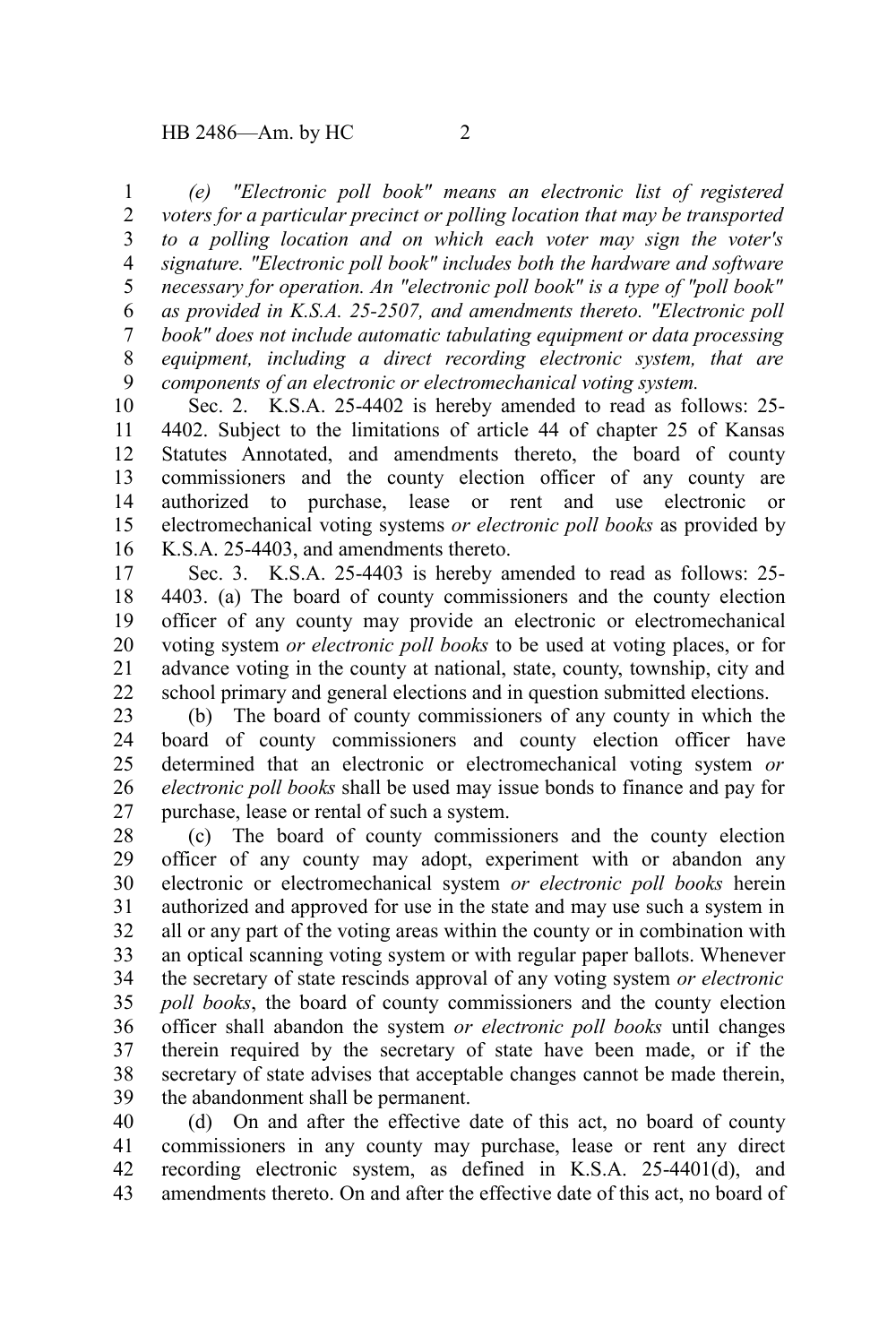*(e) "Electronic poll book" means an electronic list of registered voters for a particular precinct or polling location that may be transported to a polling location and on which each voter may sign the voter's signature. "Electronic poll book" includes both the hardware and software necessary for operation. An "electronic poll book" is a type of "poll book" as provided in K.S.A. 25-2507, and amendments thereto. "Electronic poll book" does not include automatic tabulating equipment or data processing equipment, including a direct recording electronic system, that are components of an electronic or electromechanical voting system.*

Sec. 2. K.S.A. 25-4402 is hereby amended to read as follows: 25-4402. Subject to the limitations of article 44 of chapter 25 of Kansas Statutes Annotated, and amendments thereto, the board of county commissioners and the county election officer of any county are authorized to purchase, lease or rent and use electronic or electromechanical voting systems *or electronic poll books* as provided by K.S.A. 25-4403, and amendments thereto.

Sec. 3. K.S.A. 25-4403 is hereby amended to read as follows: 25-4403. (a) The board of county commissioners and the county election officer of any county may provide an electronic or electromechanical voting system *or electronic poll books* to be used at voting places, or for advance voting in the county at national, state, county, township, city and school primary and general elections and in question submitted elections.

(b) The board of county commissioners of any county in which the board of county commissioners and county election officer have determined that an electronic or electromechanical voting system *or electronic poll books* shall be used may issue bonds to finance and pay for purchase, lease or rental of such a system.

(c) The board of county commissioners and the county election officer of any county may adopt, experiment with or abandon any electronic or electromechanical system *or electronic poll books* herein authorized and approved for use in the state and may use such a system in all or any part of the voting areas within the county or in combination with an optical scanning voting system or with regular paper ballots. Whenever the secretary of state rescinds approval of any voting system *or electronic poll books*, the board of county commissioners and the county election officer shall abandon the system *or electronic poll books* until changes therein required by the secretary of state have been made, or if the secretary of state advises that acceptable changes cannot be made therein, the abandonment shall be permanent.

(d) On and after the effective date of this act, no board of county commissioners in any county may purchase, lease or rent any direct recording electronic system, as defined in K.S.A. 25-4401(d), and amendments thereto. On and after the effective date of this act, no board of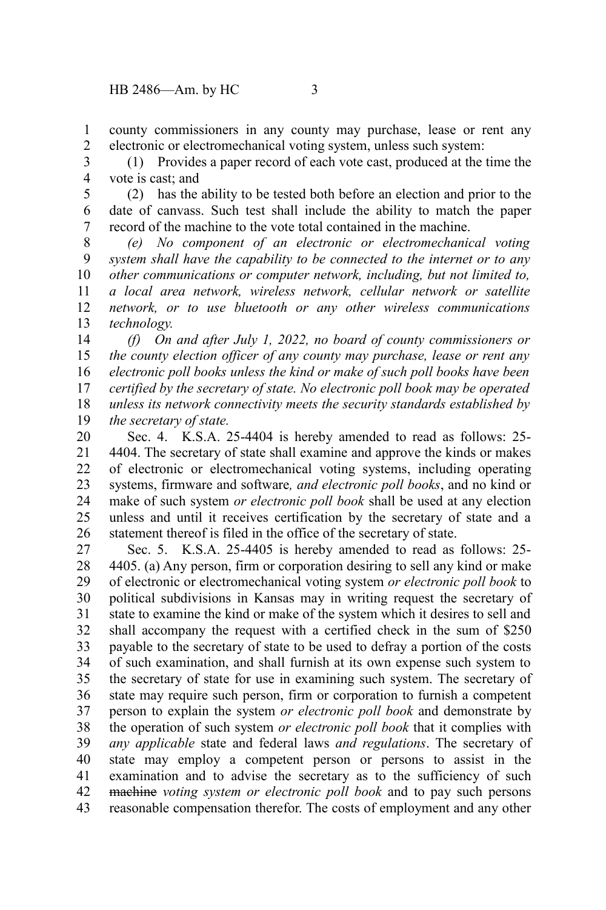county commissioners in any county may purchase, lease or rent any electronic or electromechanical voting system, unless such system:

(1) Provides a paper record of each vote cast, produced at the time the vote is cast; and

(2) has the ability to be tested both before an election and prior to the date of canvass. Such test shall include the ability to match the paper record of the machine to the vote total contained in the machine.

*(e) No component of an electronic or electromechanical voting system shall have the capability to be connected to the internet or to any other communications or computer network, including, but not limited to, a local area network, wireless network, cellular network or satellite network, or to use bluetooth or any other wireless communications technology.*

*(f) On and after July 1, 2022, no board of county commissioners or the county election officer of any county may purchase, lease or rent any electronic poll books unless the kind or make of such poll books have been certified by the secretary of state. No electronic poll book may be operated unless its network connectivity meets the security standards established by the secretary of state.*

Sec. 4. K.S.A. 25-4404 is hereby amended to read as follows: 25-4404. The secretary of state shall examine and approve the kinds or makes of electronic or electromechanical voting systems, including operating systems, firmware and software*, and electronic poll books*, and no kind or make of such system *or electronic poll book* shall be used at any election unless and until it receives certification by the secretary of state and a statement thereof is filed in the office of the secretary of state.

Sec. 5. K.S.A. 25-4405 is hereby amended to read as follows: 25-4405. (a) Any person, firm or corporation desiring to sell any kind or make of electronic or electromechanical voting system *or electronic poll book* to political subdivisions in Kansas may in writing request the secretary of state to examine the kind or make of the system which it desires to sell and shall accompany the request with a certified check in the sum of $250 payable to the secretary of state to be used to defray a portion of the costs of such examination, and shall furnish at its own expense such system to the secretary of state for use in examining such system. The secretary of state may require such person, firm or corporation to furnish a competent person to explain the system *or electronic poll book* and demonstrate by the operation of such system *or electronic poll book* that it complies with *any applicable* state and federal laws *and regulations*. The secretary of state may employ a competent person or persons to assist in the examination and to advise the secretary as to the sufficiency of such ~~machine~~ *voting system or electronic poll book* and to pay such persons reasonable compensation therefor. The costs of employment and any other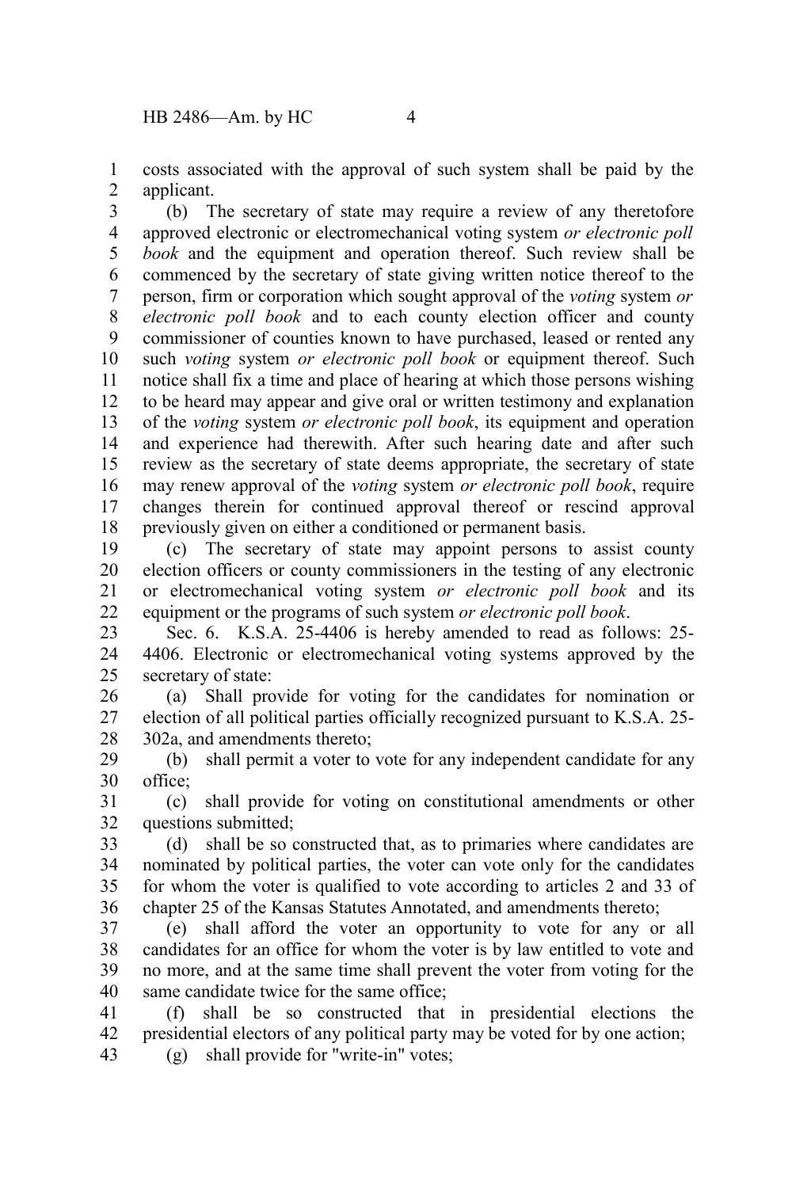costs associated with the approval of such system shall be paid by the applicant.

(b) The secretary of state may require a review of any theretofore approved electronic or electromechanical voting system *or electronic poll book* and the equipment and operation thereof. Such review shall be commenced by the secretary of state giving written notice thereof to the person, firm or corporation which sought approval of the *voting* system *or electronic poll book* and to each county election officer and county commissioner of counties known to have purchased, leased or rented any such *voting* system *or electronic poll book* or equipment thereof. Such notice shall fix a time and place of hearing at which those persons wishing to be heard may appear and give oral or written testimony and explanation of the *voting* system *or electronic poll book*, its equipment and operation and experience had therewith. After such hearing date and after such review as the secretary of state deems appropriate, the secretary of state may renew approval of the *voting* system *or electronic poll book*, require changes therein for continued approval thereof or rescind approval previously given on either a conditioned or permanent basis.

(c) The secretary of state may appoint persons to assist county election officers or county commissioners in the testing of any electronic or electromechanical voting system *or electronic poll book* and its equipment or the programs of such system *or electronic poll book*.

Sec. 6. K.S.A. 25-4406 is hereby amended to read as follows: 25-4406. Electronic or electromechanical voting systems approved by the secretary of state:

(a) Shall provide for voting for the candidates for nomination or election of all political parties officially recognized pursuant to K.S.A. 25-302a, and amendments thereto;

(b) shall permit a voter to vote for any independent candidate for any office;

(c) shall provide for voting on constitutional amendments or other questions submitted;

(d) shall be so constructed that, as to primaries where candidates are nominated by political parties, the voter can vote only for the candidates for whom the voter is qualified to vote according to articles 2 and 33 of chapter 25 of the Kansas Statutes Annotated, and amendments thereto;

(e) shall afford the voter an opportunity to vote for any or all candidates for an office for whom the voter is by law entitled to vote and no more, and at the same time shall prevent the voter from voting for the same candidate twice for the same office;

(f) shall be so constructed that in presidential elections the presidential electors of any political party may be voted for by one action;

(g) shall provide for "write-in" votes;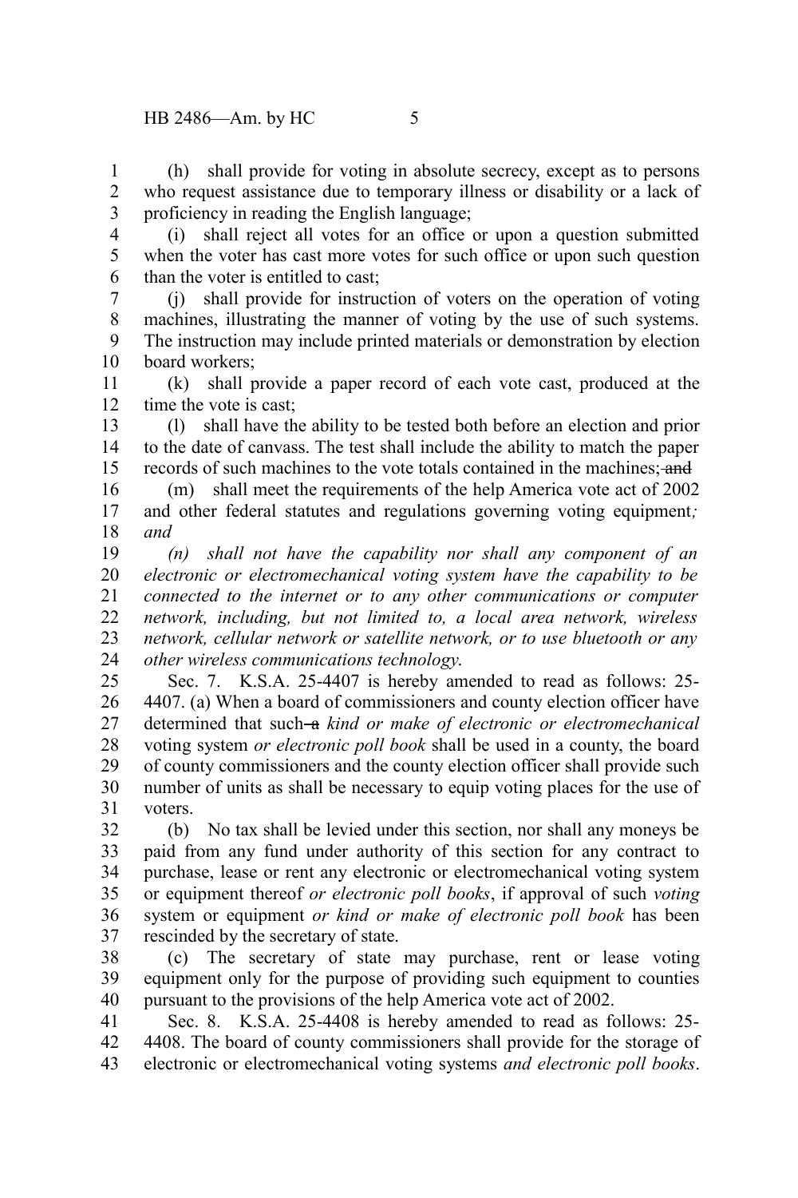(h) shall provide for voting in absolute secrecy, except as to persons who request assistance due to temporary illness or disability or a lack of proficiency in reading the English language;

(i) shall reject all votes for an office or upon a question submitted when the voter has cast more votes for such office or upon such question than the voter is entitled to cast;

(j) shall provide for instruction of voters on the operation of voting machines, illustrating the manner of voting by the use of such systems. The instruction may include printed materials or demonstration by election board workers;

(k) shall provide a paper record of each vote cast, produced at the time the vote is cast;

(l) shall have the ability to be tested both before an election and prior to the date of canvass. The test shall include the ability to match the paper records of such machines to the vote totals contained in the machines; ~~and~~

(m) shall meet the requirements of the help America vote act of 2002 and other federal statutes and regulations governing voting equipment*; and*

*(n) shall not have the capability nor shall any component of an electronic or electromechanical voting system have the capability to be connected to the internet or to any other communications or computer network, including, but not limited to, a local area network, wireless network, cellular network or satellite network, or to use bluetooth or any other wireless communications technology.*

Sec. 7. K.S.A. 25-4407 is hereby amended to read as follows: 25-4407. (a) When a board of commissioners and county election officer have determined that ~~such a~~ *kind or make of electronic or electromechanical* voting system *or electronic poll book* shall be used in a county, the board of county commissioners and the county election officer shall provide such number of units as shall be necessary to equip voting places for the use of voters.

(b) No tax shall be levied under this section, nor shall any moneys be paid from any fund under authority of this section for any contract to purchase, lease or rent any electronic or electromechanical voting system or equipment thereof *or electronic poll books*, if approval of such *voting* system or equipment *or kind or make of electronic poll book* has been rescinded by the secretary of state.

(c) The secretary of state may purchase, rent or lease voting equipment only for the purpose of providing such equipment to counties pursuant to the provisions of the help America vote act of 2002.

Sec. 8. K.S.A. 25-4408 is hereby amended to read as follows: 25-4408. The board of county commissioners shall provide for the storage of electronic or electromechanical voting systems *and electronic poll books*.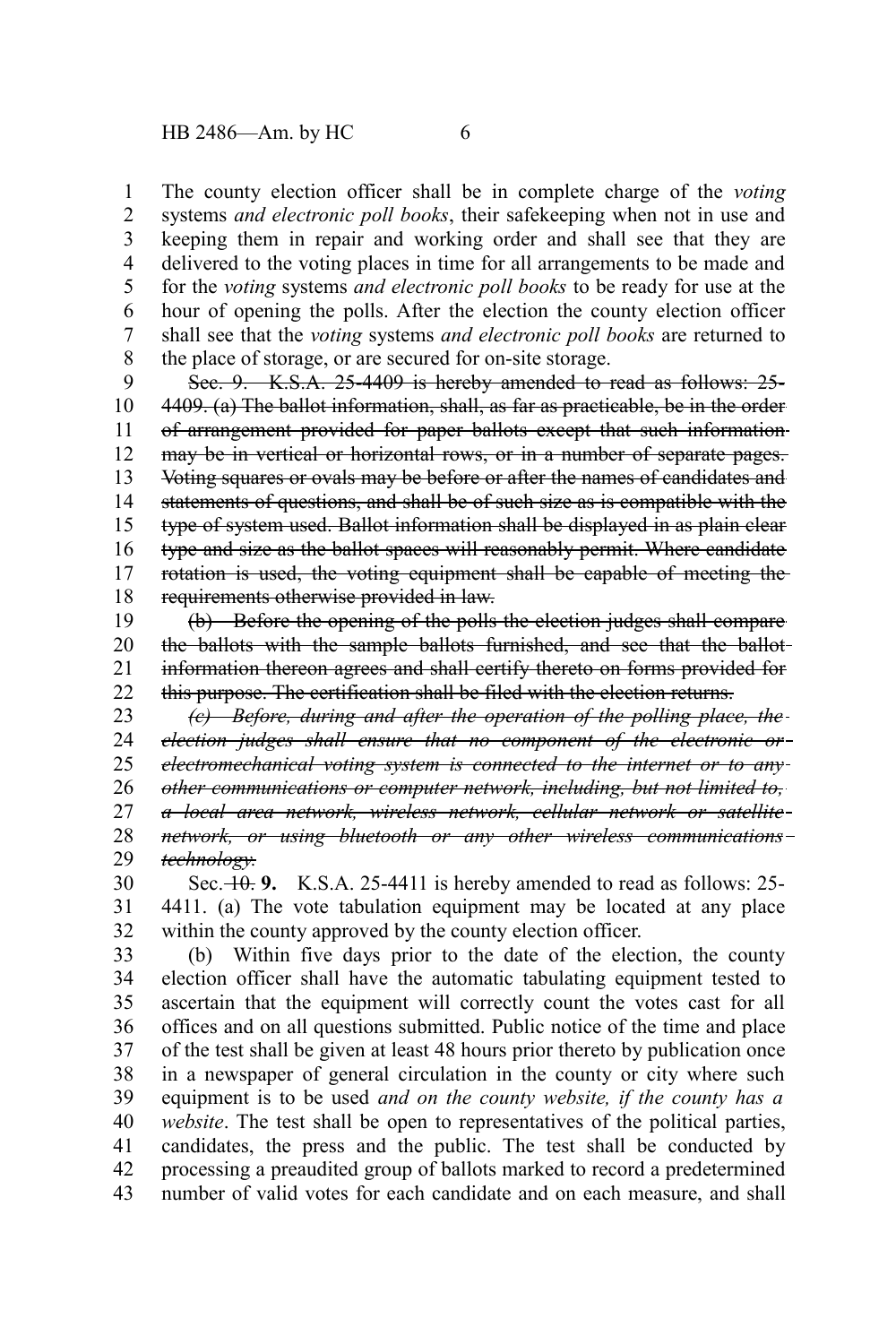The county election officer shall be in complete charge of the *voting* systems *and electronic poll books*, their safekeeping when not in use and keeping them in repair and working order and shall see that they are delivered to the voting places in time for all arrangements to be made and for the *voting* systems *and electronic poll books* to be ready for use at the hour of opening the polls. After the election the county election officer shall see that the *voting* systems *and electronic poll books* are returned to the place of storage, or are secured for on-site storage.

~~Sec. 9. K.S.A. 25-4409 is hereby amended to read as follows: 25-4409. (a) The ballot information, shall, as far as practicable, be in the order of arrangement provided for paper ballots except that such information may be in vertical or horizontal rows, or in a number of separate pages. Voting squares or ovals may be before or after the names of candidates and statements of questions, and shall be of such size as is compatible with the type of system used. Ballot information shall be displayed in as plain clear type and size as the ballot spaces will reasonably permit. Where candidate rotation is used, the voting equipment shall be capable of meeting the requirements otherwise provided in law.~~

~~(b) Before the opening of the polls the election judges shall compare the ballots with the sample ballots furnished, and see that the ballot information thereon agrees and shall certify thereto on forms provided for this purpose. The certification shall be filed with the election returns.~~

~~*(c) Before, during and after the operation of the polling place, the election judges shall ensure that no component of the electronic or electromechanical voting system is connected to the internet or to any other communications or computer network, including, but not limited to, a local area network, wireless network, cellular network or satellite network, or using bluetooth or any other wireless communications technology.*~~

Sec. ~~10.~~ **9.** K.S.A. 25-4411 is hereby amended to read as follows: 25-4411. (a) The vote tabulation equipment may be located at any place within the county approved by the county election officer.

(b) Within five days prior to the date of the election, the county election officer shall have the automatic tabulating equipment tested to ascertain that the equipment will correctly count the votes cast for all offices and on all questions submitted. Public notice of the time and place of the test shall be given at least 48 hours prior thereto by publication once in a newspaper of general circulation in the county or city where such equipment is to be used *and on the county website, if the county has a website*. The test shall be open to representatives of the political parties, candidates, the press and the public. The test shall be conducted by processing a preaudited group of ballots marked to record a predetermined number of valid votes for each candidate and on each measure, and shall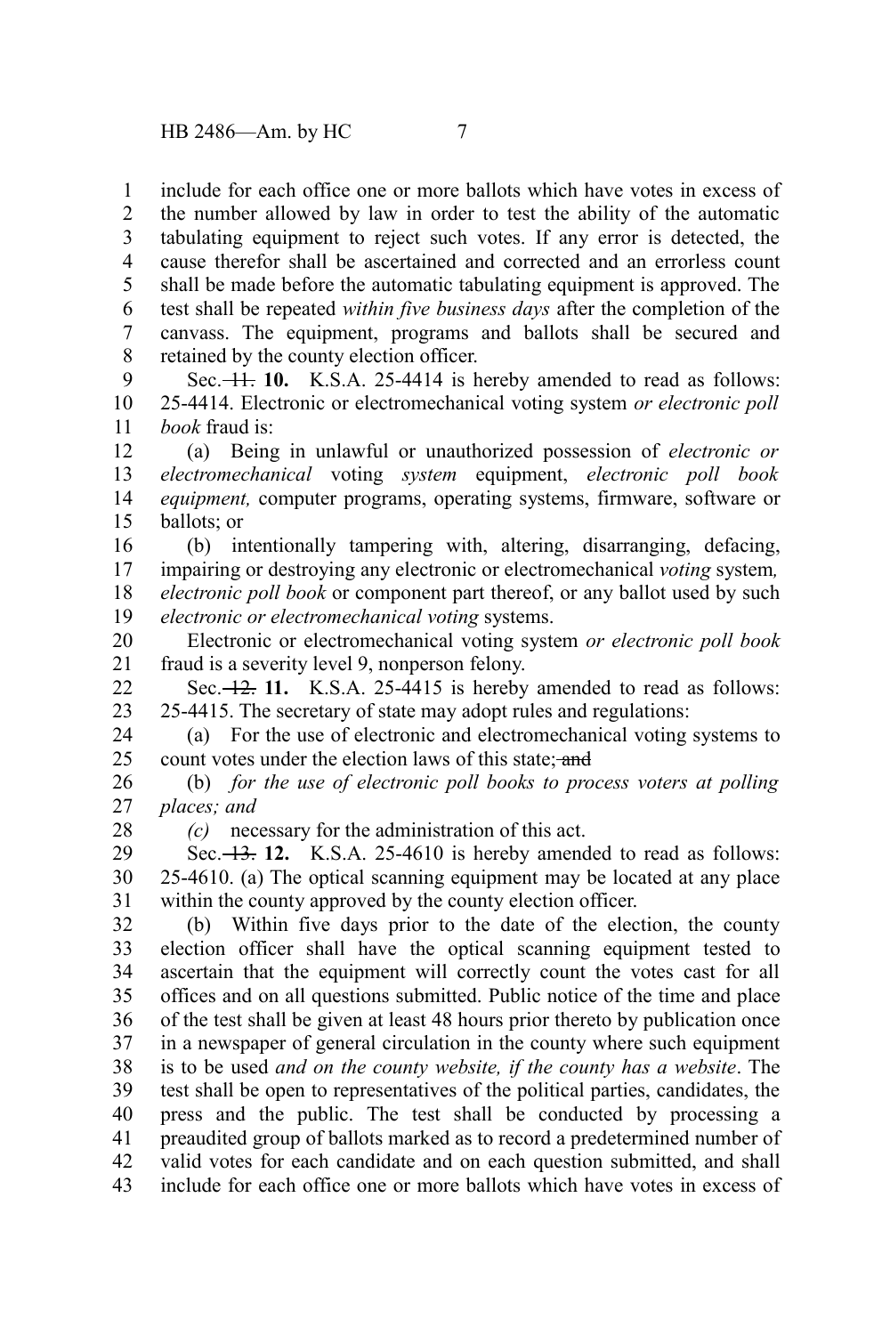include for each office one or more ballots which have votes in excess of the number allowed by law in order to test the ability of the automatic tabulating equipment to reject such votes. If any error is detected, the cause therefor shall be ascertained and corrected and an errorless count shall be made before the automatic tabulating equipment is approved. The test shall be repeated *within five business days* after the completion of the canvass. The equipment, programs and ballots shall be secured and retained by the county election officer.

Sec. ~~11.~~ **10.** K.S.A. 25-4414 is hereby amended to read as follows: 25-4414. Electronic or electromechanical voting system *or electronic poll book* fraud is:

(a) Being in unlawful or unauthorized possession of *electronic or electromechanical* voting *system* equipment, *electronic poll book equipment,* computer programs, operating systems, firmware, software or ballots; or

(b) intentionally tampering with, altering, disarranging, defacing, impairing or destroying any electronic or electromechanical *voting* system*, electronic poll book* or component part thereof, or any ballot used by such *electronic or electromechanical voting* systems.

Electronic or electromechanical voting system *or electronic poll book* fraud is a severity level 9, nonperson felony.

Sec. ~~12.~~ **11.** K.S.A. 25-4415 is hereby amended to read as follows: 25-4415. The secretary of state may adopt rules and regulations:

(a) For the use of electronic and electromechanical voting systems to count votes under the election laws of this state;~~ and~~

(b) *for the use of electronic poll books to process voters at polling places; and*

*(c)* necessary for the administration of this act.

Sec. ~~13.~~ **12.** K.S.A. 25-4610 is hereby amended to read as follows: 25-4610. (a) The optical scanning equipment may be located at any place within the county approved by the county election officer.

(b) Within five days prior to the date of the election, the county election officer shall have the optical scanning equipment tested to ascertain that the equipment will correctly count the votes cast for all offices and on all questions submitted. Public notice of the time and place of the test shall be given at least 48 hours prior thereto by publication once in a newspaper of general circulation in the county where such equipment is to be used *and on the county website, if the county has a website*. The test shall be open to representatives of the political parties, candidates, the press and the public. The test shall be conducted by processing a preaudited group of ballots marked as to record a predetermined number of valid votes for each candidate and on each question submitted, and shall include for each office one or more ballots which have votes in excess of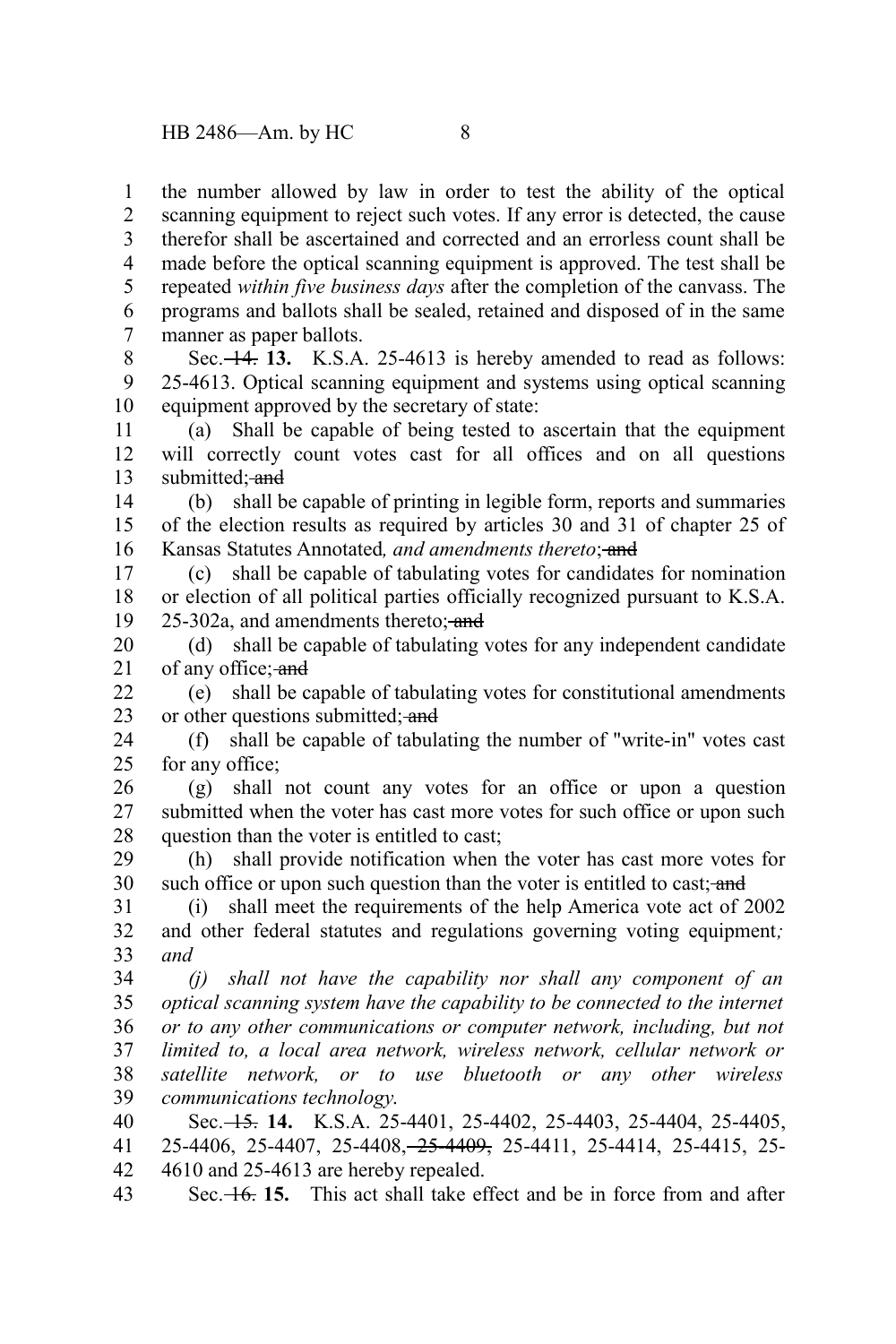the number allowed by law in order to test the ability of the optical scanning equipment to reject such votes. If any error is detected, the cause therefor shall be ascertained and corrected and an errorless count shall be made before the optical scanning equipment is approved. The test shall be repeated *within five business days* after the completion of the canvass. The programs and ballots shall be sealed, retained and disposed of in the same manner as paper ballots.

Sec. ~~14.~~ **13.** K.S.A. 25-4613 is hereby amended to read as follows: 25-4613. Optical scanning equipment and systems using optical scanning equipment approved by the secretary of state:

(a) Shall be capable of being tested to ascertain that the equipment will correctly count votes cast for all offices and on all questions submitted; ~~and~~

(b) shall be capable of printing in legible form, reports and summaries of the election results as required by articles 30 and 31 of chapter 25 of Kansas Statutes Annotated*, and amendments thereto*; ~~and~~

(c) shall be capable of tabulating votes for candidates for nomination or election of all political parties officially recognized pursuant to K.S.A. 25-302a, and amendments thereto; ~~and~~

(d) shall be capable of tabulating votes for any independent candidate of any office; ~~and~~

(e) shall be capable of tabulating votes for constitutional amendments or other questions submitted; ~~and~~

(f) shall be capable of tabulating the number of "write-in" votes cast for any office;

(g) shall not count any votes for an office or upon a question submitted when the voter has cast more votes for such office or upon such question than the voter is entitled to cast;

(h) shall provide notification when the voter has cast more votes for such office or upon such question than the voter is entitled to cast; ~~and~~

(i) shall meet the requirements of the help America vote act of 2002 and other federal statutes and regulations governing voting equipment*; and*

*(j) shall not have the capability nor shall any component of an optical scanning system have the capability to be connected to the internet or to any other communications or computer network, including, but not limited to, a local area network, wireless network, cellular network or satellite network, or to use bluetooth or any other wireless communications technology.*

Sec. ~~15.~~ **14.** K.S.A. 25-4401, 25-4402, 25-4403, 25-4404, 25-4405, 25-4406, 25-4407, 25-4408, ~~25-4409,~~ 25-4411, 25-4414, 25-4415, 25-4610 and 25-4613 are hereby repealed.

Sec. ~~16.~~ **15.** This act shall take effect and be in force from and after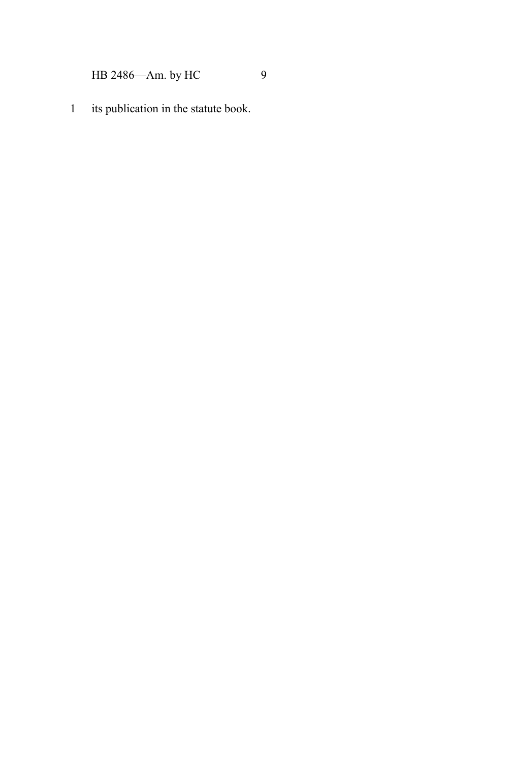its publication in the statute book.